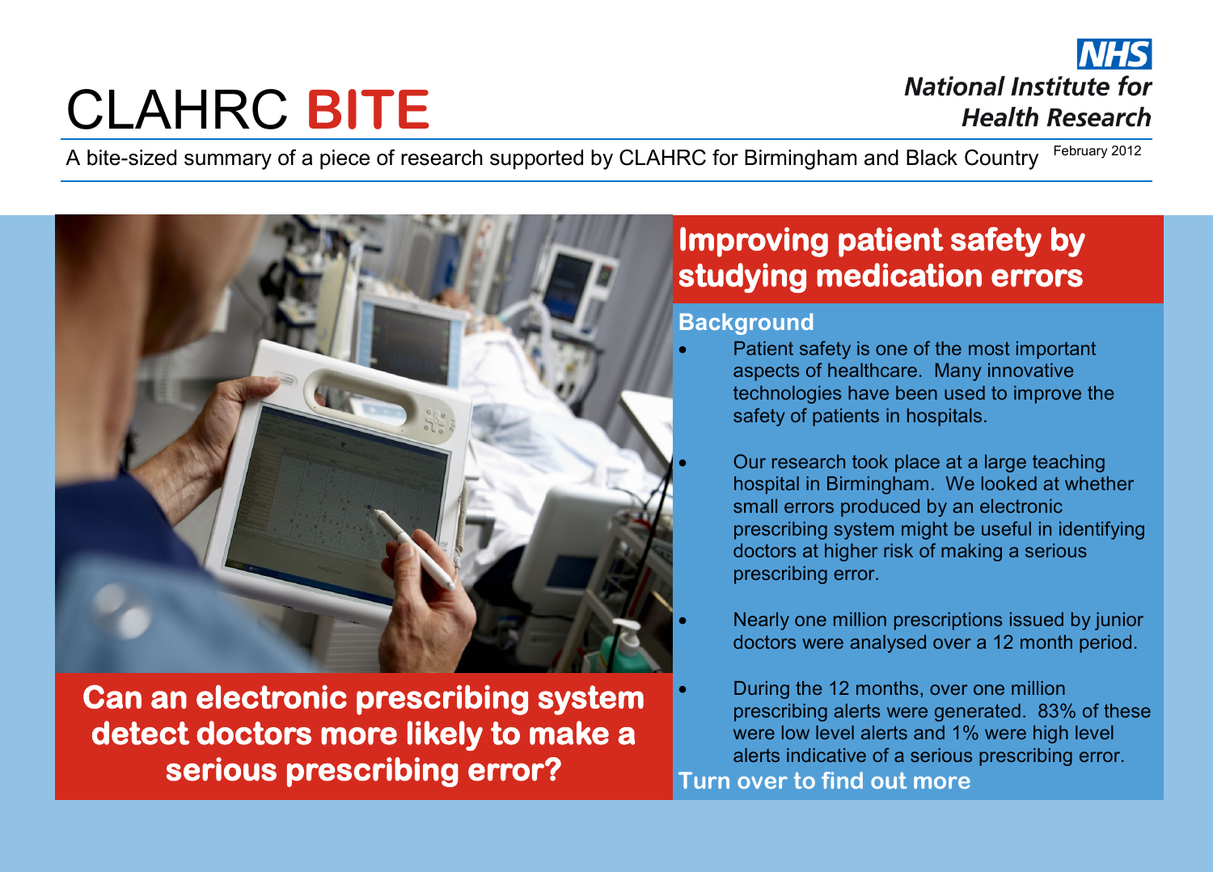# CLAHRC **BITE**

**NHS**
**National Institute for Health Research**

A bite-sized summary of a piece of research supported by CLAHRC for Birmingham and Black Country

February 2012

**Can an electronic prescribing system detect doctors more likely to make a serious prescribing error?**

## Improving patient safety by studying medication errors

### Background

- Patient safety is one of the most important aspects of healthcare. Many innovative technologies have been used to improve the safety of patients in hospitals.
- Our research took place at a large teaching hospital in Birmingham. We looked at whether small errors produced by an electronic prescribing system might be useful in identifying doctors at higher risk of making a serious prescribing error.
- Nearly one million prescriptions issued by junior doctors were analysed over a 12 month period.
- During the 12 months, over one million prescribing alerts were generated. 83% of these were low level alerts and 1% were high level alerts indicative of a serious prescribing error.

**Turn over to find out more**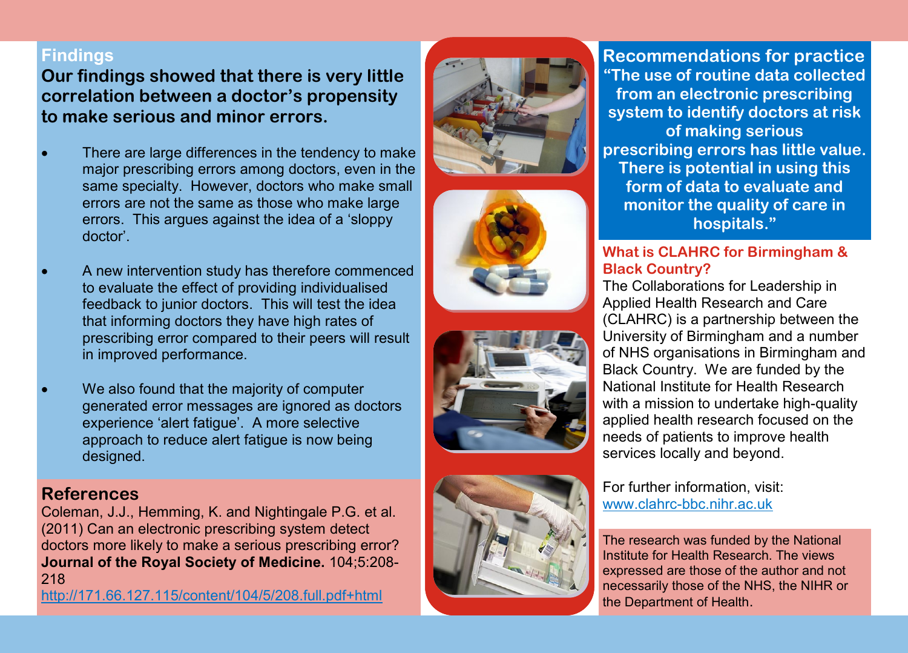## Findings

**Our findings showed that there is very little correlation between a doctor's propensity to make serious and minor errors.**

- There are large differences in the tendency to make major prescribing errors among doctors, even in the same specialty. However, doctors who make small errors are not the same as those who make large errors. This argues against the idea of a 'sloppy doctor'.
- A new intervention study has therefore commenced to evaluate the effect of providing individualised feedback to junior doctors. This will test the idea that informing doctors they have high rates of prescribing error compared to their peers will result in improved performance.
- We also found that the majority of computer generated error messages are ignored as doctors experience 'alert fatigue'. A more selective approach to reduce alert fatigue is now being designed.

## References

Coleman, J.J., Hemming, K. and Nightingale P.G. et al. (2011) Can an electronic prescribing system detect doctors more likely to make a serious prescribing error? **Journal of the Royal Society of Medicine.** 104;5:208-218
http://171.66.127.115/content/104/5/208.full.pdf+html

## Recommendations for practice

**"The use of routine data collected from an electronic prescribing system to identify doctors at risk of making serious prescribing errors has little value. There is potential in using this form of data to evaluate and monitor the quality of care in hospitals."**

### What is CLAHRC for Birmingham & Black Country?

The Collaborations for Leadership in Applied Health Research and Care (CLAHRC) is a partnership between the University of Birmingham and a number of NHS organisations in Birmingham and Black Country. We are funded by the National Institute for Health Research with a mission to undertake high-quality applied health research focused on the needs of patients to improve health services locally and beyond.

For further information, visit:
www.clahrc-bbc.nihr.ac.uk

The research was funded by the National Institute for Health Research. The views expressed are those of the author and not necessarily those of the NHS, the NIHR or the Department of Health.